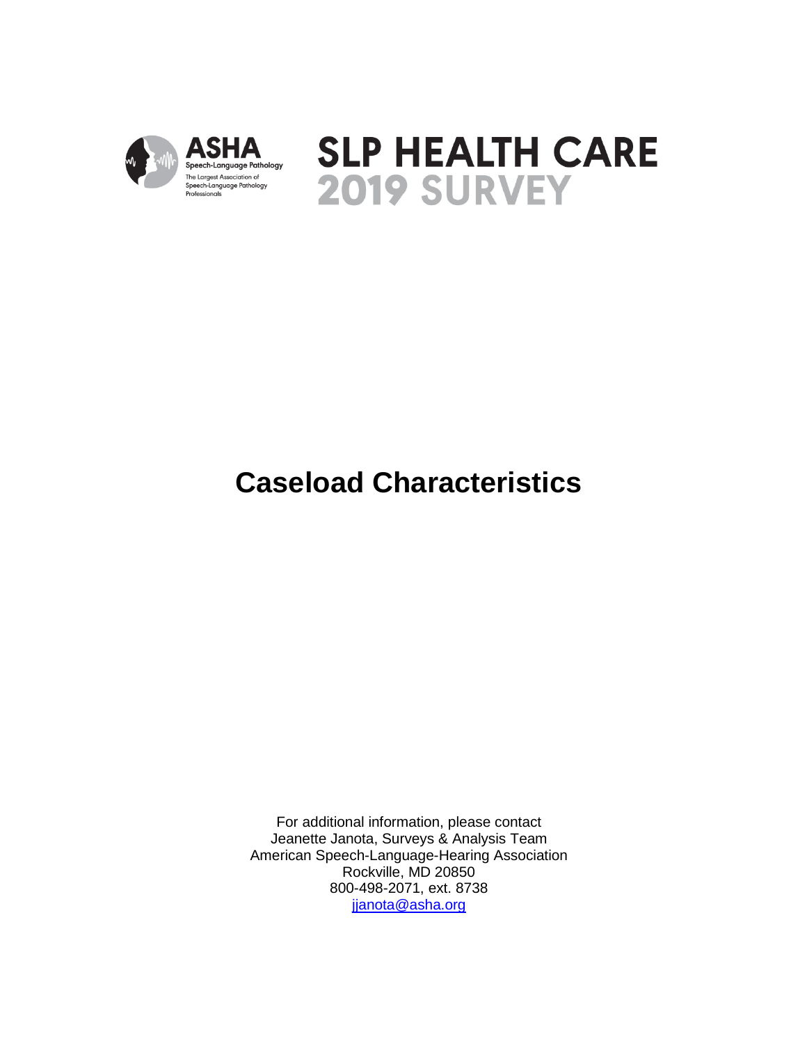ASHA Speech-Language Pathology

The Largest Association of Speech-Language Pathology Professionals

# SLP HEALTH CARE 2019 SURVEY

# Caseload Characteristics

For additional information, please contact
Jeanette Janota, Surveys & Analysis Team
American Speech-Language-Hearing Association
Rockville, MD 20850
800-498-2071, ext. 8738
jjanota@asha.org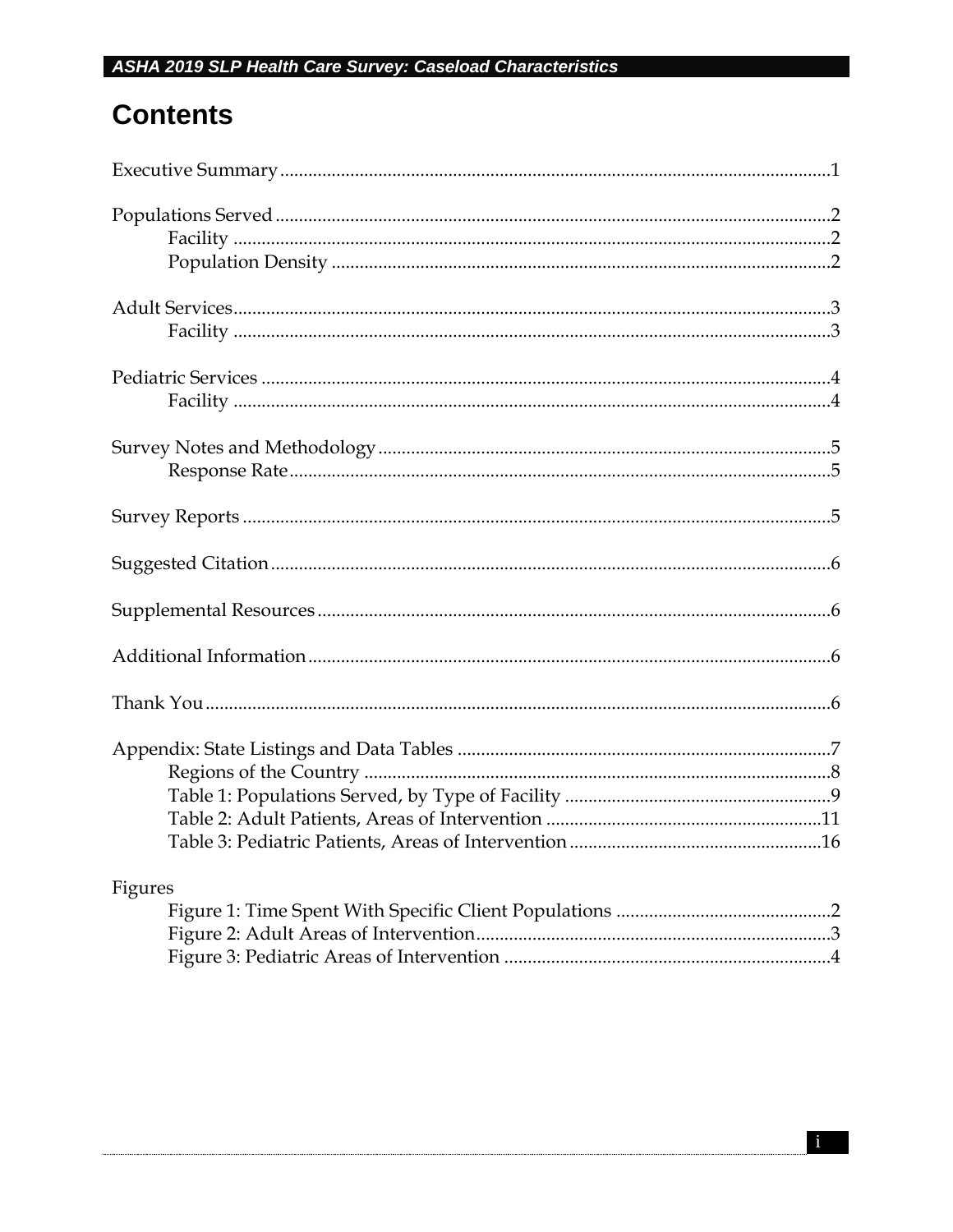# Contents

Executive Summary ........................................ 1

Populations Served ........................................ 2
- Facility ........................................ 2
- Population Density ........................................ 2

Adult Services ........................................ 3
- Facility ........................................ 3

Pediatric Services ........................................ 4
- Facility ........................................ 4

Survey Notes and Methodology ........................................ 5
- Response Rate ........................................ 5

Survey Reports ........................................ 5

Suggested Citation ........................................ 6

Supplemental Resources ........................................ 6

Additional Information ........................................ 6

Thank You ........................................ 6

Appendix: State Listings and Data Tables ........................................ 7
- Regions of the Country ........................................ 8
- Table 1: Populations Served, by Type of Facility ........................................ 9
- Table 2: Adult Patients, Areas of Intervention ........................................ 11
- Table 3: Pediatric Patients, Areas of Intervention ........................................ 16

Figures
- Figure 1: Time Spent With Specific Client Populations ........................................ 2
- Figure 2: Adult Areas of Intervention ........................................ 3
- Figure 3: Pediatric Areas of Intervention ........................................ 4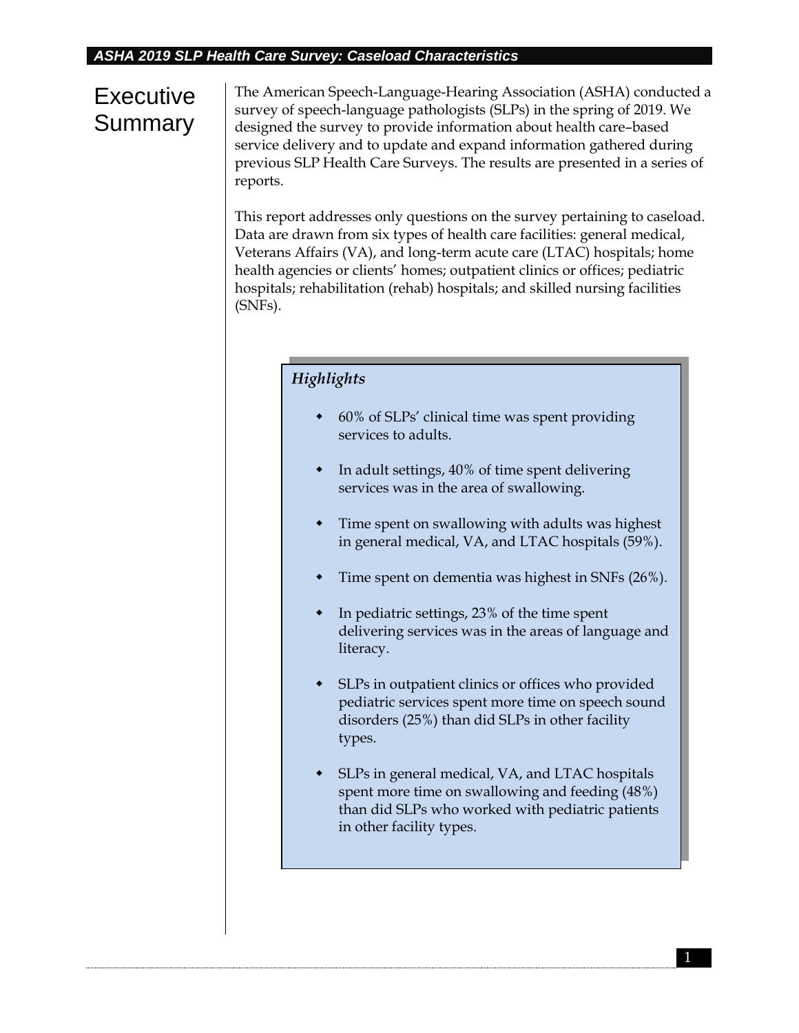# Executive Summary

The American Speech-Language-Hearing Association (ASHA) conducted a survey of speech-language pathologists (SLPs) in the spring of 2019. We designed the survey to provide information about health care–based service delivery and to update and expand information gathered during previous SLP Health Care Surveys. The results are presented in a series of reports.

This report addresses only questions on the survey pertaining to caseload. Data are drawn from six types of health care facilities: general medical, Veterans Affairs (VA), and long-term acute care (LTAC) hospitals; home health agencies or clients' homes; outpatient clinics or offices; pediatric hospitals; rehabilitation (rehab) hospitals; and skilled nursing facilities (SNFs).

*Highlights*

- 60% of SLPs' clinical time was spent providing services to adults.
- In adult settings, 40% of time spent delivering services was in the area of swallowing.
- Time spent on swallowing with adults was highest in general medical, VA, and LTAC hospitals (59%).
- Time spent on dementia was highest in SNFs (26%).
- In pediatric settings, 23% of the time spent delivering services was in the areas of language and literacy.
- SLPs in outpatient clinics or offices who provided pediatric services spent more time on speech sound disorders (25%) than did SLPs in other facility types.
- SLPs in general medical, VA, and LTAC hospitals spent more time on swallowing and feeding (48%) than did SLPs who worked with pediatric patients in other facility types.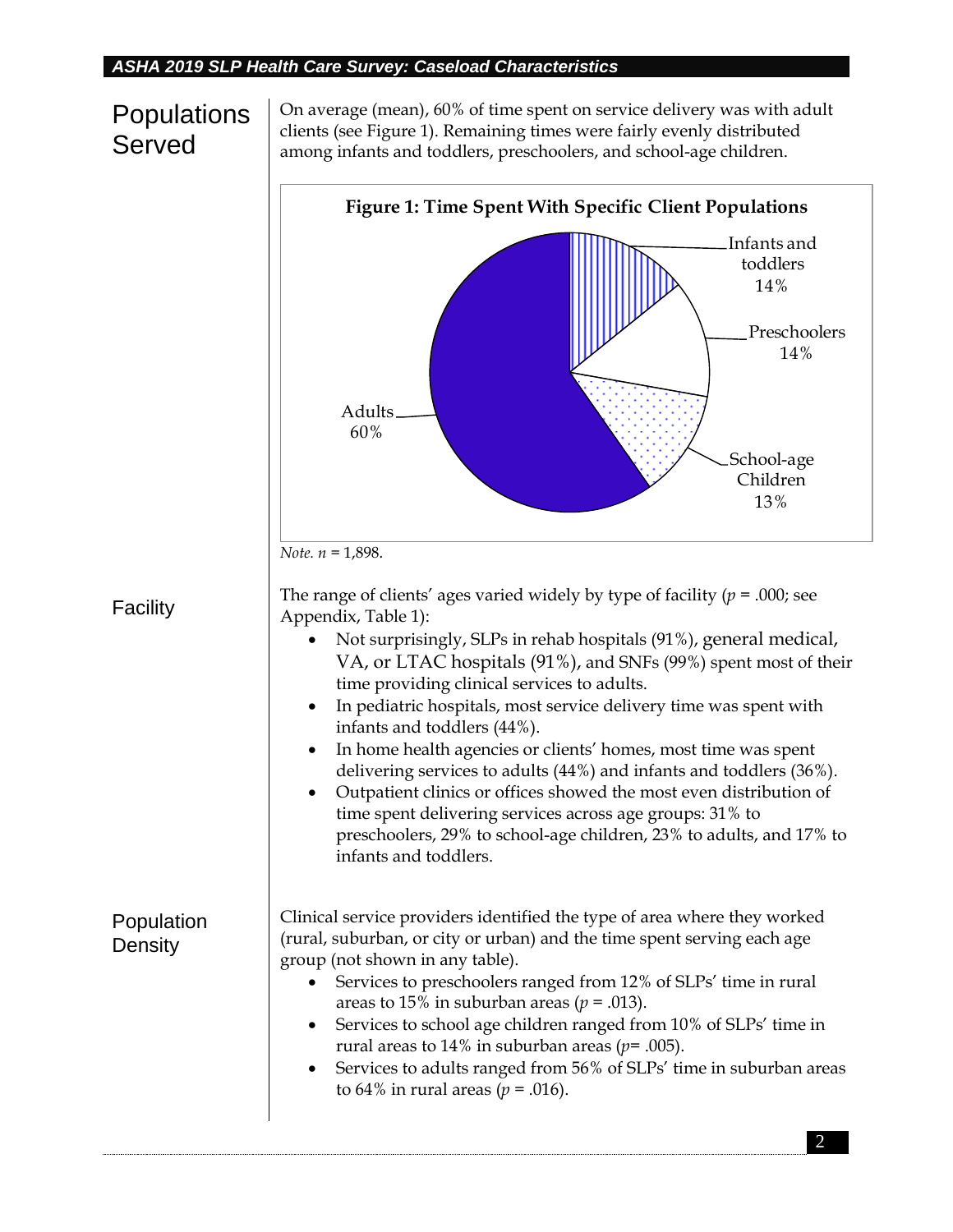## Populations Served

On average (mean), 60% of time spent on service delivery was with adult clients (see Figure 1). Remaining times were fairly evenly distributed among infants and toddlers, preschoolers, and school-age children.

**Figure 1: Time Spent With Specific Client Populations**

| Population | Percentage |
|---|---|
| Infants and toddlers | 14% |
| Preschoolers | 14% |
| School-age Children | 13% |
| Adults | 60% |

*Note.* $n$ = 1,898.

## Facility

The range of clients' ages varied widely by type of facility ($p$ = .000; see Appendix, Table 1):

- Not surprisingly, SLPs in rehab hospitals (91%), general medical, VA, or LTAC hospitals (91%), and SNFs (99%) spent most of their time providing clinical services to adults.
- In pediatric hospitals, most service delivery time was spent with infants and toddlers (44%).
- In home health agencies or clients' homes, most time was spent delivering services to adults (44%) and infants and toddlers (36%).
- Outpatient clinics or offices showed the most even distribution of time spent delivering services across age groups: 31% to preschoolers, 29% to school-age children, 23% to adults, and 17% to infants and toddlers.

## Population Density

Clinical service providers identified the type of area where they worked (rural, suburban, or city or urban) and the time spent serving each age group (not shown in any table).

- Services to preschoolers ranged from 12% of SLPs' time in rural areas to 15% in suburban areas ($p$ = .013).
- Services to school age children ranged from 10% of SLPs' time in rural areas to 14% in suburban areas ($p$= .005).
- Services to adults ranged from 56% of SLPs' time in suburban areas to 64% in rural areas ($p$ = .016).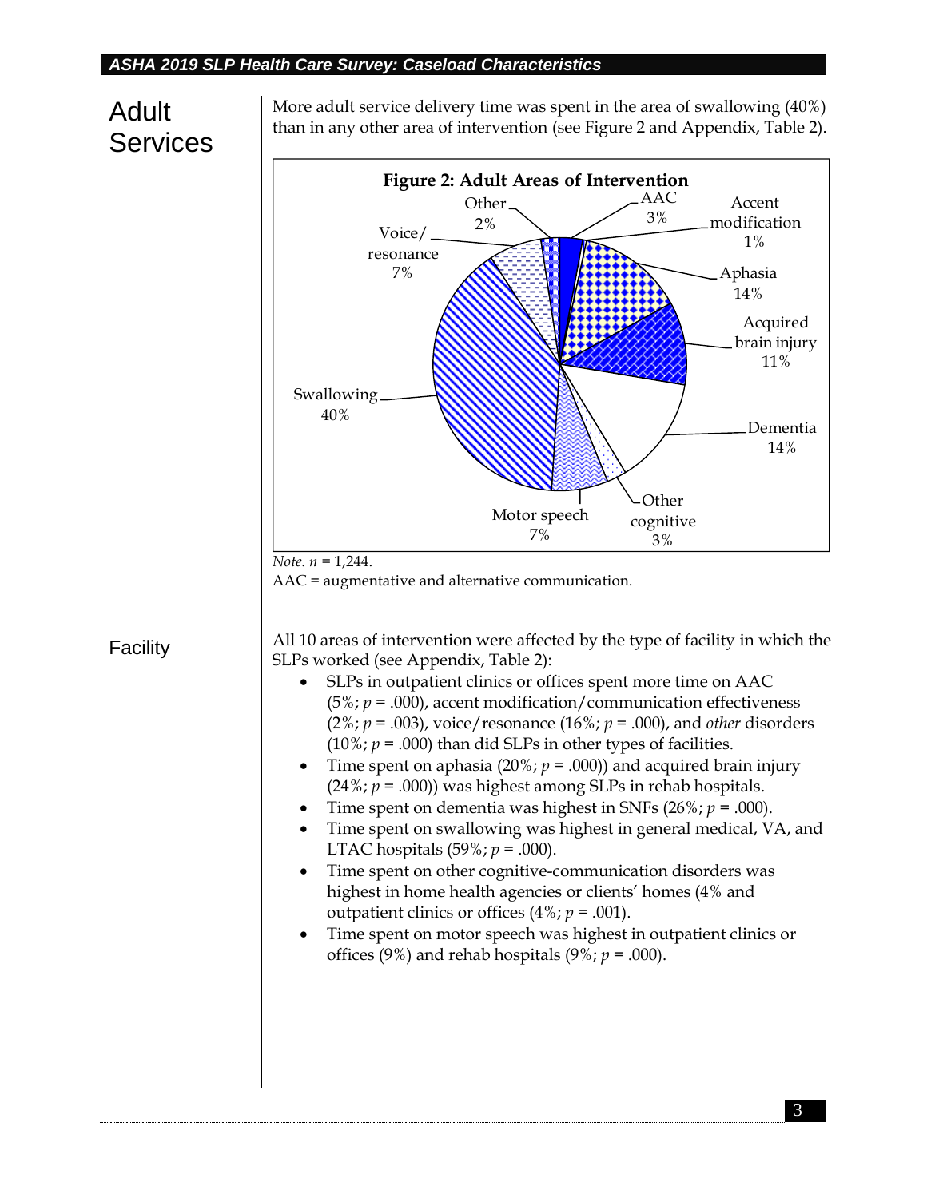## Adult Services

More adult service delivery time was spent in the area of swallowing (40%) than in any other area of intervention (see Figure 2 and Appendix, Table 2).

**Figure 2: Adult Areas of Intervention**

| Area | Percent |
|---|---|
| AAC | 3% |
| Accent modification | 1% |
| Aphasia | 14% |
| Acquired brain injury | 11% |
| Dementia | 14% |
| Other cognitive | 3% |
| Motor speech | 7% |
| Swallowing | 40% |
| Voice/ resonance | 7% |
| Other | 2% |

*Note. n* = 1,244.
AAC = augmentative and alternative communication.

### Facility

All 10 areas of intervention were affected by the type of facility in which the SLPs worked (see Appendix, Table 2):

- SLPs in outpatient clinics or offices spent more time on AAC (5%; $p = .000$), accent modification/communication effectiveness (2%; $p = .003$), voice/resonance (16%; $p = .000$), and *other* disorders (10%; $p = .000$) than did SLPs in other types of facilities.
- Time spent on aphasia (20%; $p = .000$)) and acquired brain injury (24%; $p = .000$)) was highest among SLPs in rehab hospitals.
- Time spent on dementia was highest in SNFs (26%; $p = .000$).
- Time spent on swallowing was highest in general medical, VA, and LTAC hospitals (59%; $p = .000$).
- Time spent on other cognitive-communication disorders was highest in home health agencies or clients' homes (4% and outpatient clinics or offices (4%; $p = .001$).
- Time spent on motor speech was highest in outpatient clinics or offices (9%) and rehab hospitals (9%; $p = .000$).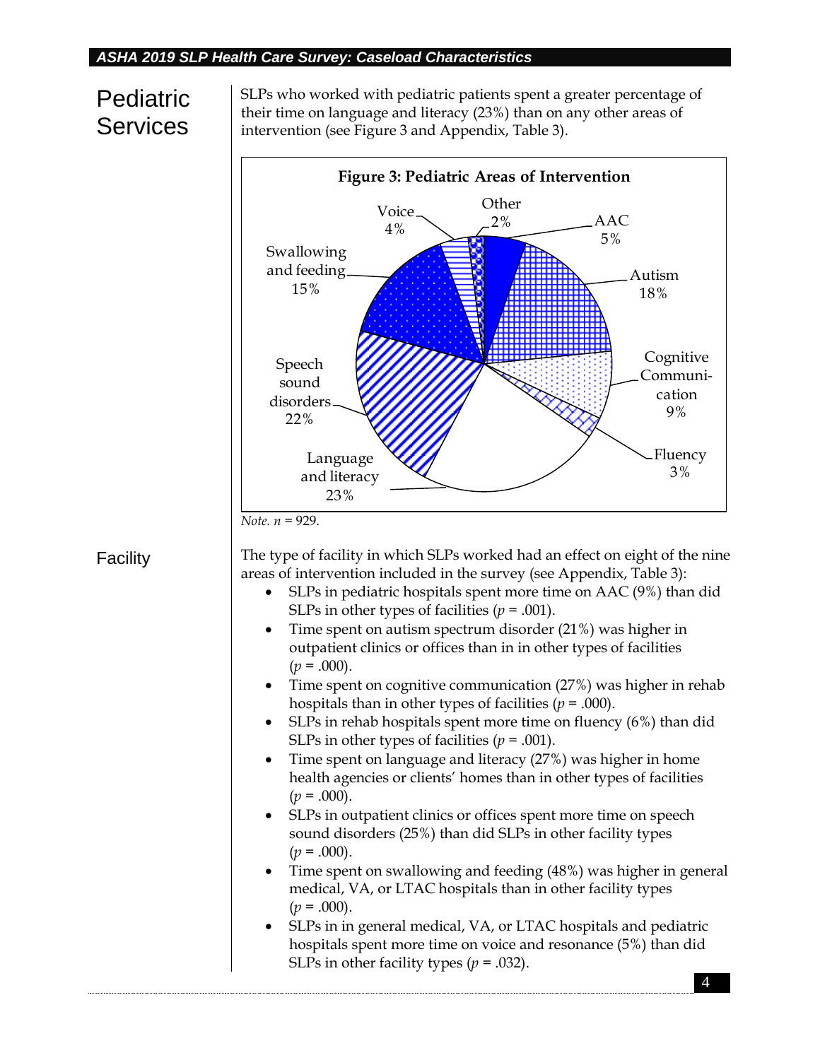## Pediatric Services

SLPs who worked with pediatric patients spent a greater percentage of their time on language and literacy (23%) than on any other areas of intervention (see Figure 3 and Appendix, Table 3).

**Figure 3: Pediatric Areas of Intervention**

| Area | Percentage |
| --- | --- |
| AAC | 5% |
| Autism | 18% |
| Cognitive Communication | 9% |
| Fluency | 3% |
| Language and literacy | 23% |
| Speech sound disorders | 22% |
| Swallowing and feeding | 15% |
| Voice | 4% |
| Other | 2% |

*Note.* $n$ = 929.

### Facility

The type of facility in which SLPs worked had an effect on eight of the nine areas of intervention included in the survey (see Appendix, Table 3):

- SLPs in pediatric hospitals spent more time on AAC (9%) than did SLPs in other types of facilities ($p$ = .001).
- Time spent on autism spectrum disorder (21%) was higher in outpatient clinics or offices than in in other types of facilities ($p$ = .000).
- Time spent on cognitive communication (27%) was higher in rehab hospitals than in other types of facilities ($p$ = .000).
- SLPs in rehab hospitals spent more time on fluency (6%) than did SLPs in other types of facilities ($p$ = .001).
- Time spent on language and literacy (27%) was higher in home health agencies or clients' homes than in other types of facilities ($p$ = .000).
- SLPs in outpatient clinics or offices spent more time on speech sound disorders (25%) than did SLPs in other facility types ($p$ = .000).
- Time spent on swallowing and feeding (48%) was higher in general medical, VA, or LTAC hospitals than in other facility types ($p$ = .000).
- SLPs in in general medical, VA, or LTAC hospitals and pediatric hospitals spent more time on voice and resonance (5%) than did SLPs in other facility types ($p$ = .032).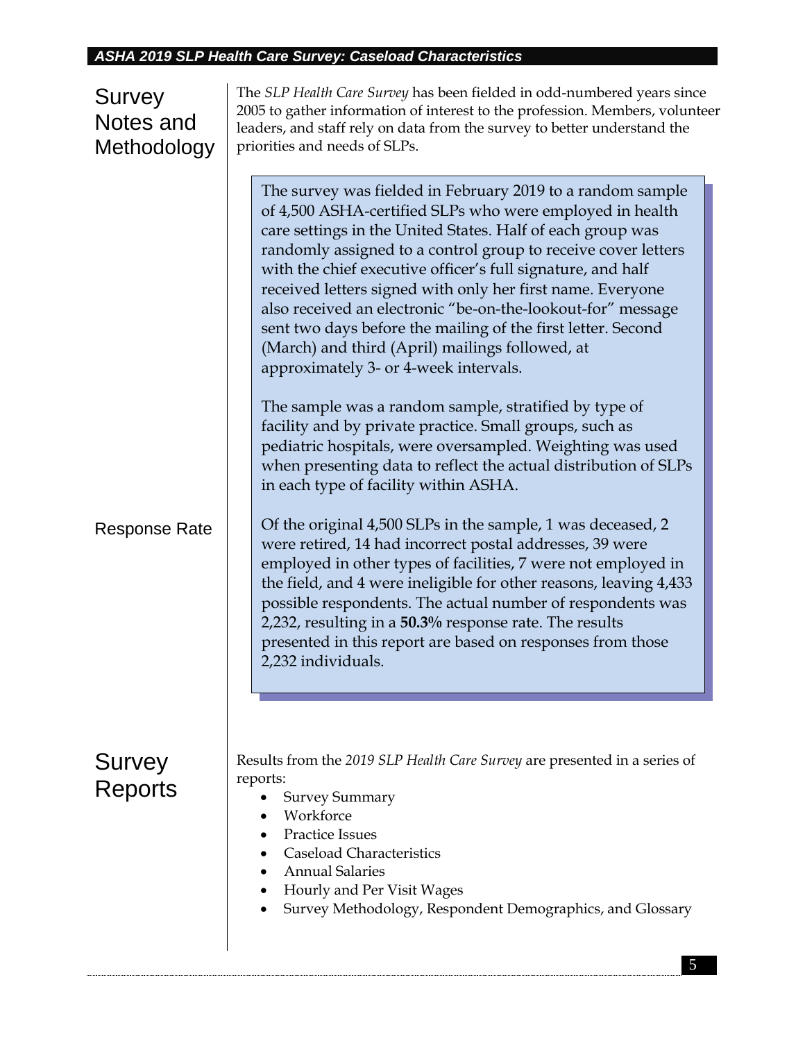## Survey Notes and Methodology

The *SLP Health Care Survey* has been fielded in odd-numbered years since 2005 to gather information of interest to the profession. Members, volunteer leaders, and staff rely on data from the survey to better understand the priorities and needs of SLPs.

The survey was fielded in February 2019 to a random sample of 4,500 ASHA-certified SLPs who were employed in health care settings in the United States. Half of each group was randomly assigned to a control group to receive cover letters with the chief executive officer's full signature, and half received letters signed with only her first name. Everyone also received an electronic "be-on-the-lookout-for" message sent two days before the mailing of the first letter. Second (March) and third (April) mailings followed, at approximately 3- or 4-week intervals.

The sample was a random sample, stratified by type of facility and by private practice. Small groups, such as pediatric hospitals, were oversampled. Weighting was used when presenting data to reflect the actual distribution of SLPs in each type of facility within ASHA.

### Response Rate

Of the original 4,500 SLPs in the sample, 1 was deceased, 2 were retired, 14 had incorrect postal addresses, 39 were employed in other types of facilities, 7 were not employed in the field, and 4 were ineligible for other reasons, leaving 4,433 possible respondents. The actual number of respondents was 2,232, resulting in a **50.3%** response rate. The results presented in this report are based on responses from those 2,232 individuals.

## Survey Reports

Results from the *2019 SLP Health Care Survey* are presented in a series of reports:

- Survey Summary
- Workforce
- Practice Issues
- Caseload Characteristics
- Annual Salaries
- Hourly and Per Visit Wages
- Survey Methodology, Respondent Demographics, and Glossary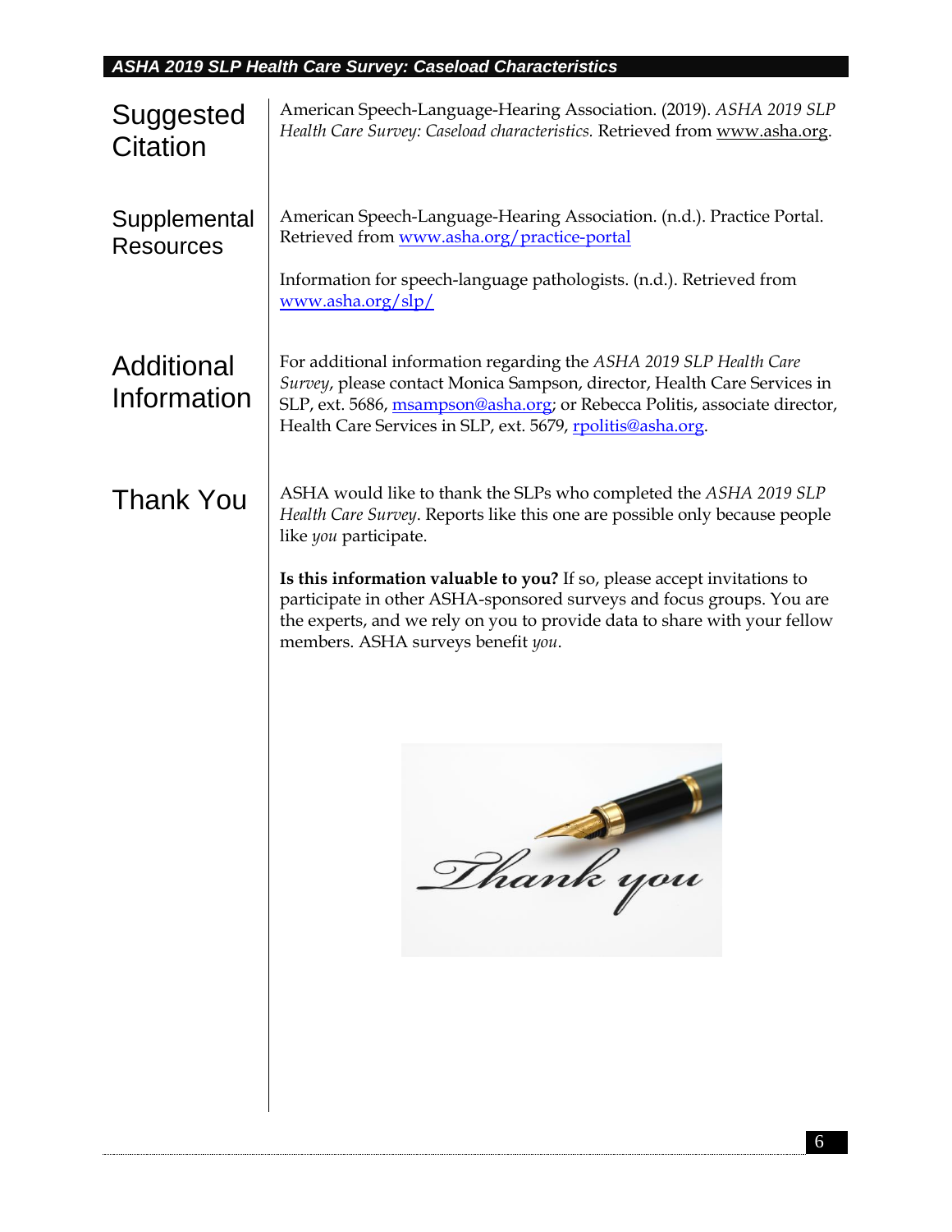## Suggested Citation

American Speech-Language-Hearing Association. (2019). *ASHA 2019 SLP Health Care Survey: Caseload characteristics.* Retrieved from www.asha.org.

## Supplemental Resources

American Speech-Language-Hearing Association. (n.d.). Practice Portal. Retrieved from www.asha.org/practice-portal

Information for speech-language pathologists. (n.d.). Retrieved from www.asha.org/slp/

## Additional Information

For additional information regarding the *ASHA 2019 SLP Health Care Survey*, please contact Monica Sampson, director, Health Care Services in SLP, ext. 5686, msampson@asha.org; or Rebecca Politis, associate director, Health Care Services in SLP, ext. 5679, rpolitis@asha.org.

## Thank You

ASHA would like to thank the SLPs who completed the *ASHA 2019 SLP Health Care Survey*. Reports like this one are possible only because people like *you* participate.

**Is this information valuable to you?** If so, please accept invitations to participate in other ASHA-sponsored surveys and focus groups. You are the experts, and we rely on you to provide data to share with your fellow members. ASHA surveys benefit *you*.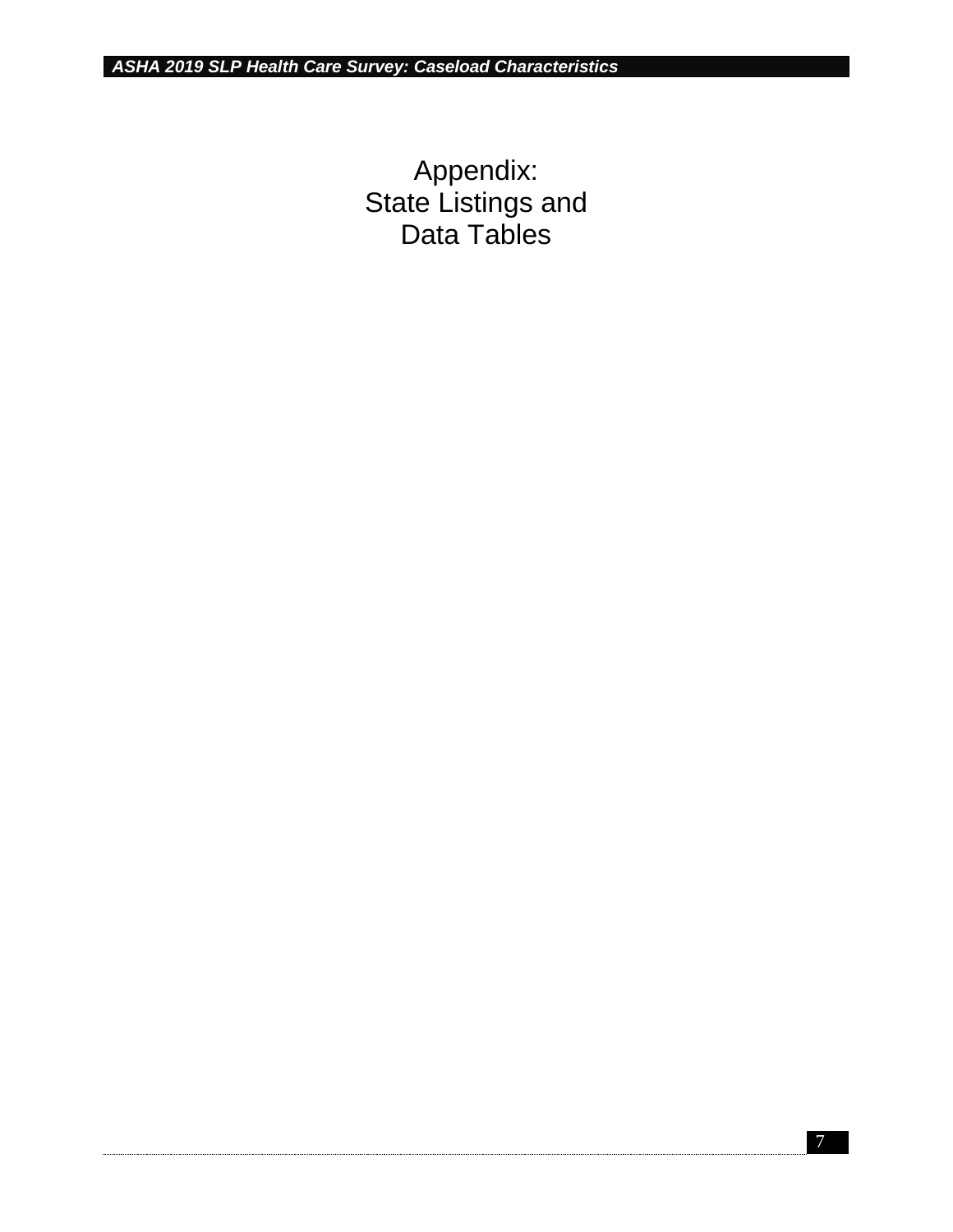# Appendix:
# State Listings and
# Data Tables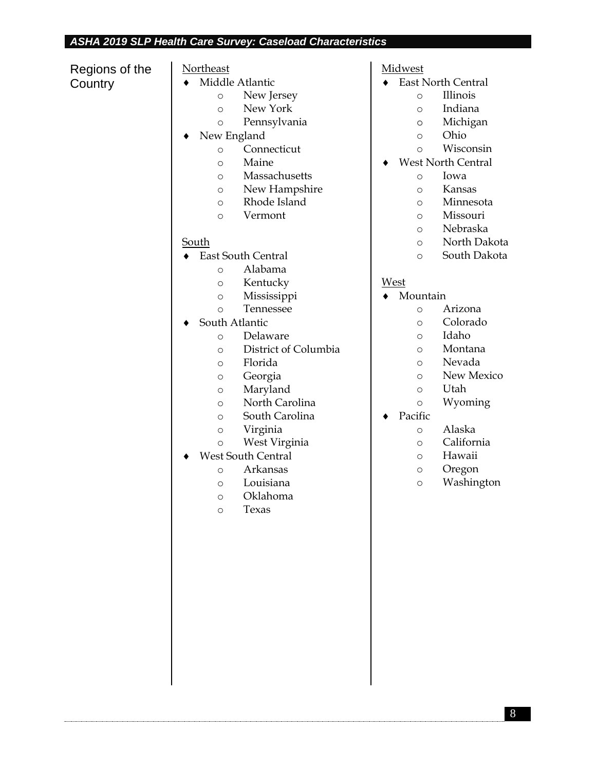## Regions of the Country

Northeast

- Middle Atlantic
  - New Jersey
  - New York
  - Pennsylvania
- New England
  - Connecticut
  - Maine
  - Massachusetts
  - New Hampshire
  - Rhode Island
  - Vermont

South

- East South Central
  - Alabama
  - Kentucky
  - Mississippi
  - Tennessee
- South Atlantic
  - Delaware
  - District of Columbia
  - Florida
  - Georgia
  - Maryland
  - North Carolina
  - South Carolina
  - Virginia
  - West Virginia
- West South Central
  - Arkansas
  - Louisiana
  - Oklahoma
  - Texas

Midwest

- East North Central
  - Illinois
  - Indiana
  - Michigan
  - Ohio
  - Wisconsin
- West North Central
  - Iowa
  - Kansas
  - Minnesota
  - Missouri
  - Nebraska
  - North Dakota
  - South Dakota

West

- Mountain
  - Arizona
  - Colorado
  - Idaho
  - Montana
  - Nevada
  - New Mexico
  - Utah
  - Wyoming
- Pacific
  - Alaska
  - California
  - Hawaii
  - Oregon
  - Washington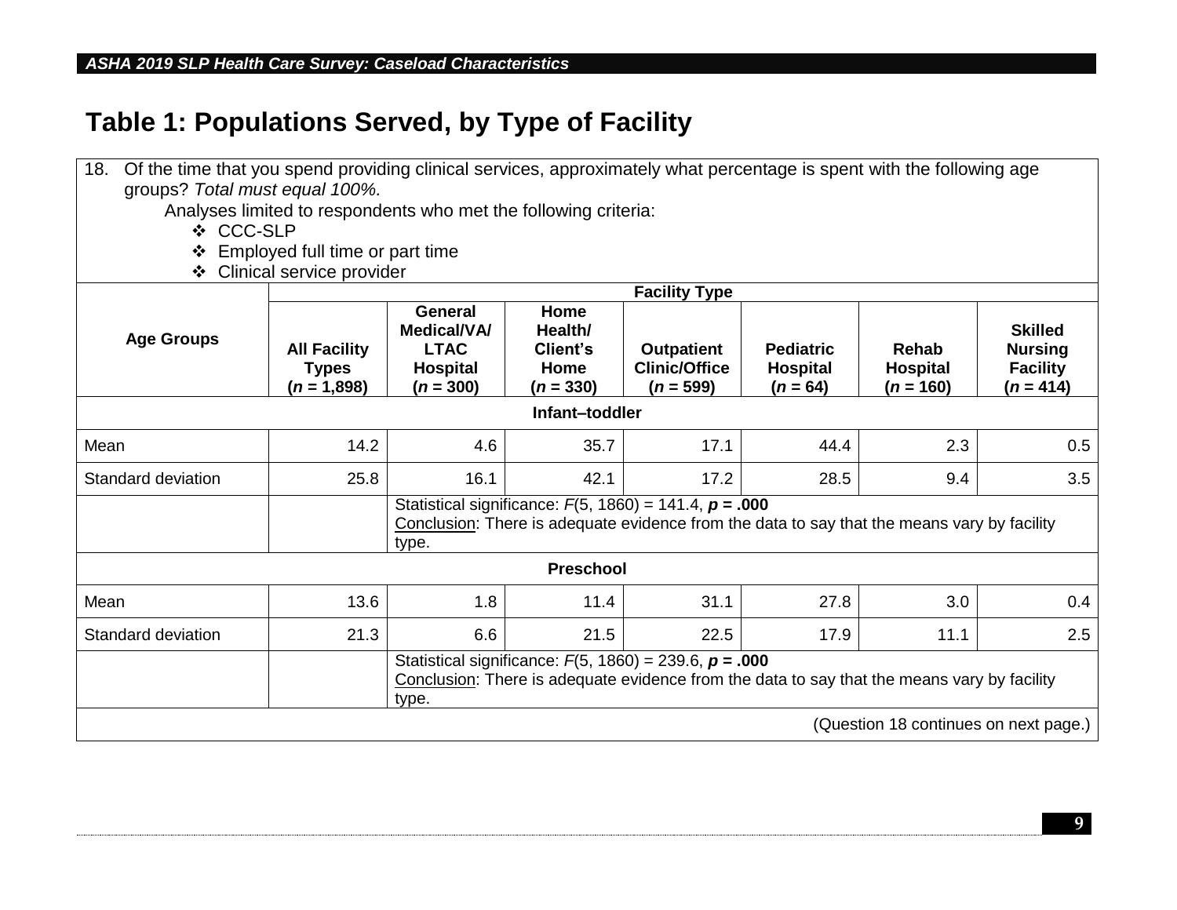# Table 1: Populations Served, by Type of Facility

18. Of the time that you spend providing clinical services, approximately what percentage is spent with the following age groups? *Total must equal 100%.*

Analyses limited to respondents who met the following criteria:

- CCC-SLP
- Employed full time or part time
- Clinical service provider

| Age Groups | Facility Type | | | | | | |
|---|---|---|---|---|---|---|---|
| | **All Facility Types (*n* = 1,898)** | **General Medical/VA/ LTAC Hospital (*n* = 300)** | **Home Health/ Client's Home (*n* = 330)** | **Outpatient Clinic/Office (*n* = 599)** | **Pediatric Hospital (*n* = 64)** | **Rehab Hospital (*n* = 160)** | **Skilled Nursing Facility (*n* = 414)** |
| **Infant–toddler** | | | | | | | |
| Mean | 14.2 | 4.6 | 35.7 | 17.1 | 44.4 | 2.3 | 0.5 |
| Standard deviation | 25.8 | 16.1 | 42.1 | 17.2 | 28.5 | 9.4 | 3.5 |
| | | Statistical significance: $F(5, 1860) = 141.4$, $p = .000$ Conclusion: There is adequate evidence from the data to say that the means vary by facility type. | | | | | |
| **Preschool** | | | | | | | |
| Mean | 13.6 | 1.8 | 11.4 | 31.1 | 27.8 | 3.0 | 0.4 |
| Standard deviation | 21.3 | 6.6 | 21.5 | 22.5 | 17.9 | 11.1 | 2.5 |
| | | Statistical significance: $F(5, 1860) = 239.6$, $p = .000$ Conclusion: There is adequate evidence from the data to say that the means vary by facility type. | | | | | |

(Question 18 continues on next page.)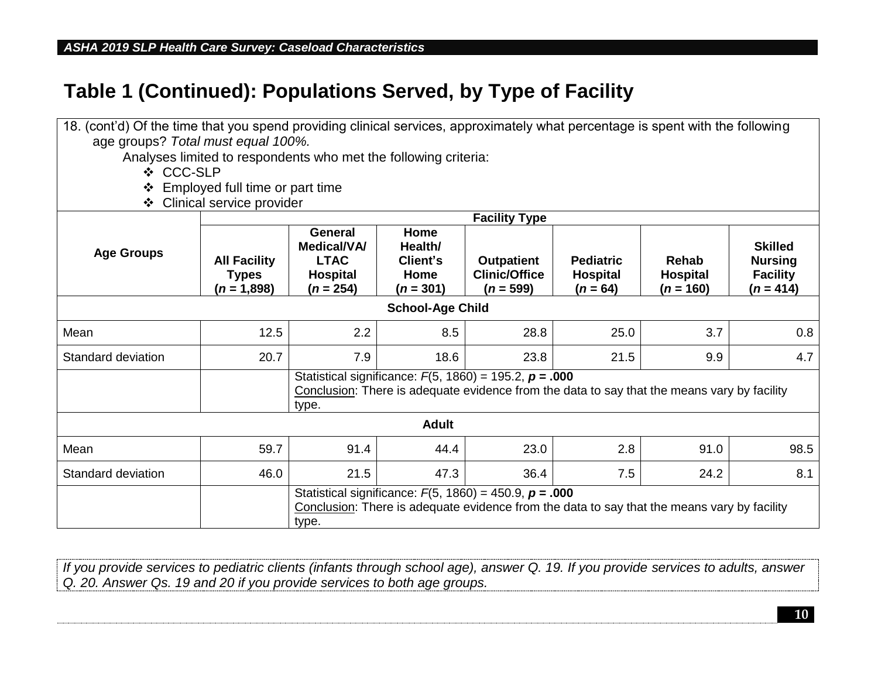# Table 1 (Continued): Populations Served, by Type of Facility

18. (cont'd) Of the time that you spend providing clinical services, approximately what percentage is spent with the following age groups? *Total must equal 100%.*

Analyses limited to respondents who met the following criteria:

- CCC-SLP
- Employed full time or part time
- Clinical service provider

| Age Groups | Facility Type | | | | | | |
|---|---|---|---|---|---|---|---|
| | **All Facility Types ($n$ = 1,898)** | **General Medical/VA/ LTAC Hospital ($n$ = 254)** | **Home Health/ Client's Home ($n$ = 301)** | **Outpatient Clinic/Office ($n$ = 599)** | **Pediatric Hospital ($n$ = 64)** | **Rehab Hospital ($n$ = 160)** | **Skilled Nursing Facility ($n$ = 414)** |
| **School-Age Child** | | | | | | | |
| Mean | 12.5 | 2.2 | 8.5 | 28.8 | 25.0 | 3.7 | 0.8 |
| Standard deviation | 20.7 | 7.9 | 18.6 | 23.8 | 21.5 | 9.9 | 4.7 |
| | | Statistical significance: $F(5, 1860) = 195.2$, $p = .000$ Conclusion: There is adequate evidence from the data to say that the means vary by facility type. | | | | | |
| **Adult** | | | | | | | |
| Mean | 59.7 | 91.4 | 44.4 | 23.0 | 2.8 | 91.0 | 98.5 |
| Standard deviation | 46.0 | 21.5 | 47.3 | 36.4 | 7.5 | 24.2 | 8.1 |
| | | Statistical significance: $F(5, 1860) = 450.9$, $p = .000$ Conclusion: There is adequate evidence from the data to say that the means vary by facility type. | | | | | |

*If you provide services to pediatric clients (infants through school age), answer Q. 19. If you provide services to adults, answer Q. 20. Answer Qs. 19 and 20 if you provide services to both age groups.*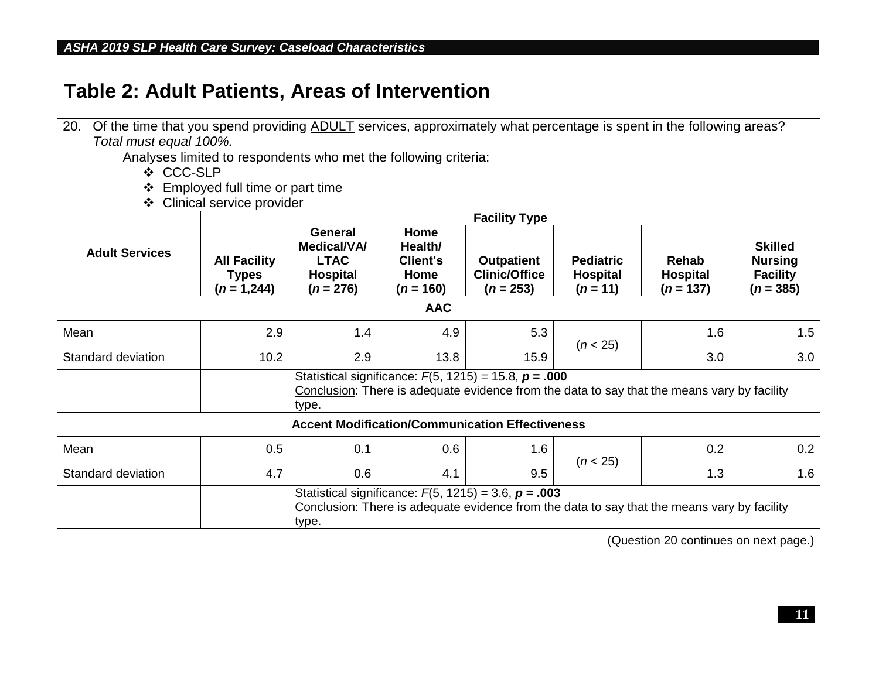# Table 2: Adult Patients, Areas of Intervention

20. Of the time that you spend providing ADULT services, approximately what percentage is spent in the following areas? *Total must equal 100%.*

Analyses limited to respondents who met the following criteria:

- ❖ CCC-SLP
- ❖ Employed full time or part time
- ❖ Clinical service provider

| Adult Services | Facility Type | | | | | | |
|---|---|---|---|---|---|---|---|
| | **All Facility Types ($n$ = 1,244)** | **General Medical/VA/ LTAC Hospital ($n$ = 276)** | **Home Health/ Client's Home ($n$ = 160)** | **Outpatient Clinic/Office ($n$ = 253)** | **Pediatric Hospital ($n$ = 11)** | **Rehab Hospital ($n$ = 137)** | **Skilled Nursing Facility ($n$ = 385)** |
| **AAC** | | | | | | | |
| Mean | 2.9 | 1.4 | 4.9 | 5.3 | ($n$ < 25) | 1.6 | 1.5 |
| Standard deviation | 10.2 | 2.9 | 13.8 | 15.9 | | 3.0 | 3.0 |
| | | Statistical significance: $F(5, 1215) = 15.8$, $p = .000$ Conclusion: There is adequate evidence from the data to say that the means vary by facility type. | | | | | |
| **Accent Modification/Communication Effectiveness** | | | | | | | |
| Mean | 0.5 | 0.1 | 0.6 | 1.6 | ($n$ < 25) | 0.2 | 0.2 |
| Standard deviation | 4.7 | 0.6 | 4.1 | 9.5 | | 1.3 | 1.6 |
| | | Statistical significance: $F(5, 1215) = 3.6$, $p = .003$ Conclusion: There is adequate evidence from the data to say that the means vary by facility type. | | | | | |

(Question 20 continues on next page.)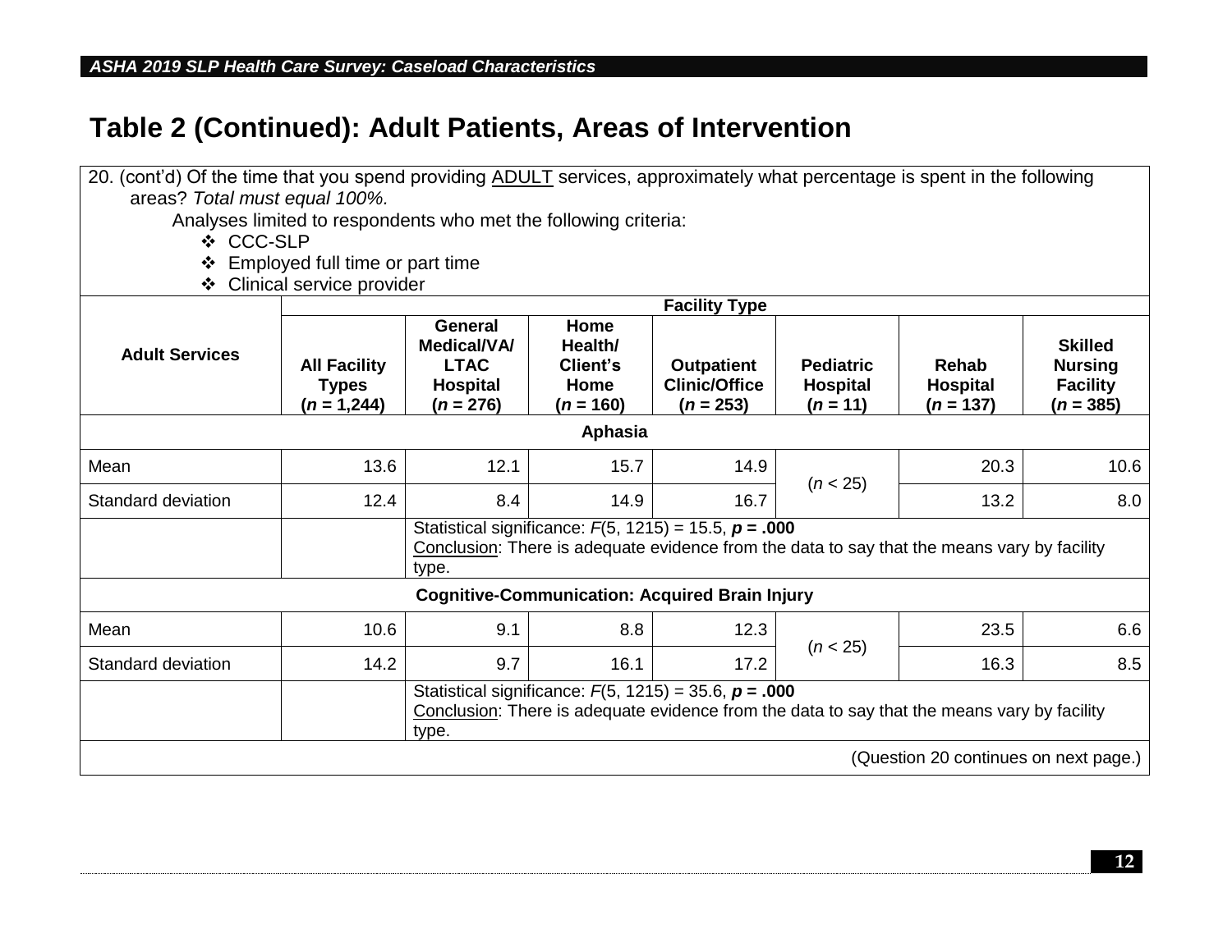## Table 2 (Continued): Adult Patients, Areas of Intervention

20. (cont'd) Of the time that you spend providing ADULT services, approximately what percentage is spent in the following areas? *Total must equal 100%.*

Analyses limited to respondents who met the following criteria:

- CCC-SLP
- Employed full time or part time
- Clinical service provider

| Adult Services | Facility Type | | | | | | |
|---|---|---|---|---|---|---|---|
| | **All Facility Types ($n$ = 1,244)** | **General Medical/VA/ LTAC Hospital ($n$ = 276)** | **Home Health/ Client's Home ($n$ = 160)** | **Outpatient Clinic/Office ($n$ = 253)** | **Pediatric Hospital ($n$ = 11)** | **Rehab Hospital ($n$ = 137)** | **Skilled Nursing Facility ($n$ = 385)** |
| **Aphasia** | | | | | | | |
| Mean | 13.6 | 12.1 | 15.7 | 14.9 | ($n$ < 25) | 20.3 | 10.6 |
| Standard deviation | 12.4 | 8.4 | 14.9 | 16.7 | | 13.2 | 8.0 |
| | | Statistical significance: $F(5, 1215) = 15.5$, $p = .000$ Conclusion: There is adequate evidence from the data to say that the means vary by facility type. | | | | | |
| **Cognitive-Communication: Acquired Brain Injury** | | | | | | | |
| Mean | 10.6 | 9.1 | 8.8 | 12.3 | ($n$ < 25) | 23.5 | 6.6 |
| Standard deviation | 14.2 | 9.7 | 16.1 | 17.2 | | 16.3 | 8.5 |
| | | Statistical significance: $F(5, 1215) = 35.6$, $p = .000$ Conclusion: There is adequate evidence from the data to say that the means vary by facility type. | | | | | |

(Question 20 continues on next page.)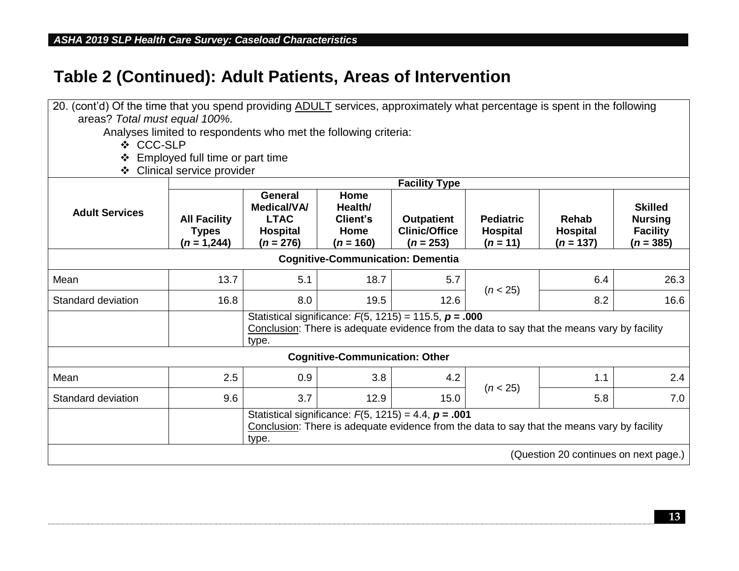# Table 2 (Continued): Adult Patients, Areas of Intervention

20. (cont'd) Of the time that you spend providing ADULT services, approximately what percentage is spent in the following areas? *Total must equal 100%.*

Analyses limited to respondents who met the following criteria:

- CCC-SLP
- Employed full time or part time
- Clinical service provider

| Adult Services | Facility Type | | | | | | |
|---|---|---|---|---|---|---|---|
| | **All Facility Types ($n$ = 1,244)** | **General Medical/VA/ LTAC Hospital ($n$ = 276)** | **Home Health/ Client's Home ($n$ = 160)** | **Outpatient Clinic/Office ($n$ = 253)** | **Pediatric Hospital ($n$ = 11)** | **Rehab Hospital ($n$ = 137)** | **Skilled Nursing Facility ($n$ = 385)** |
| **Cognitive-Communication: Dementia** | | | | | | | |
| Mean | 13.7 | 5.1 | 18.7 | 5.7 | ($n$ < 25) | 6.4 | 26.3 |
| Standard deviation | 16.8 | 8.0 | 19.5 | 12.6 | | 8.2 | 16.6 |
| | | Statistical significance: $F(5, 1215) = 115.5$, $p = .000$ Conclusion: There is adequate evidence from the data to say that the means vary by facility type. | | | | | |
| **Cognitive-Communication: Other** | | | | | | | |
| Mean | 2.5 | 0.9 | 3.8 | 4.2 | ($n$ < 25) | 1.1 | 2.4 |
| Standard deviation | 9.6 | 3.7 | 12.9 | 15.0 | | 5.8 | 7.0 |
| | | Statistical significance: $F(5, 1215) = 4.4$, $p = .001$ Conclusion: There is adequate evidence from the data to say that the means vary by facility type. | | | | | |

(Question 20 continues on next page.)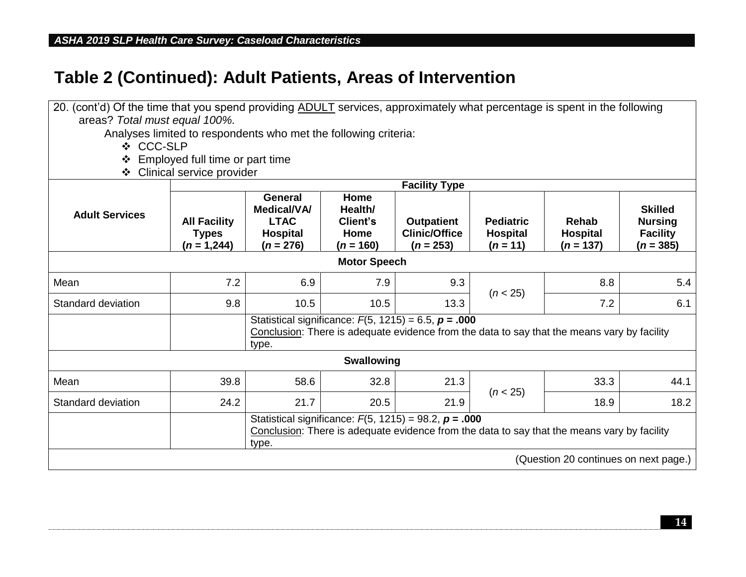# Table 2 (Continued): Adult Patients, Areas of Intervention

20. (cont'd) Of the time that you spend providing ADULT services, approximately what percentage is spent in the following areas? *Total must equal 100%.*

Analyses limited to respondents who met the following criteria:

- CCC-SLP
- Employed full time or part time
- Clinical service provider

| Adult Services | Facility Type | | | | | | |
|---|---|---|---|---|---|---|---|
| | **All Facility Types ($n$ = 1,244)** | **General Medical/VA/ LTAC Hospital ($n$ = 276)** | **Home Health/ Client's Home ($n$ = 160)** | **Outpatient Clinic/Office ($n$ = 253)** | **Pediatric Hospital ($n$ = 11)** | **Rehab Hospital ($n$ = 137)** | **Skilled Nursing Facility ($n$ = 385)** |
| **Motor Speech** | | | | | | | |
| Mean | 7.2 | 6.9 | 7.9 | 9.3 | ($n$ < 25) | 8.8 | 5.4 |
| Standard deviation | 9.8 | 10.5 | 10.5 | 13.3 | | 7.2 | 6.1 |
| | | Statistical significance: $F(5, 1215) = 6.5$, $p = .000$ Conclusion: There is adequate evidence from the data to say that the means vary by facility type. | | | | | |
| **Swallowing** | | | | | | | |
| Mean | 39.8 | 58.6 | 32.8 | 21.3 | ($n$ < 25) | 33.3 | 44.1 |
| Standard deviation | 24.2 | 21.7 | 20.5 | 21.9 | | 18.9 | 18.2 |
| | | Statistical significance: $F(5, 1215) = 98.2$, $p = .000$ Conclusion: There is adequate evidence from the data to say that the means vary by facility type. | | | | | |

(Question 20 continues on next page.)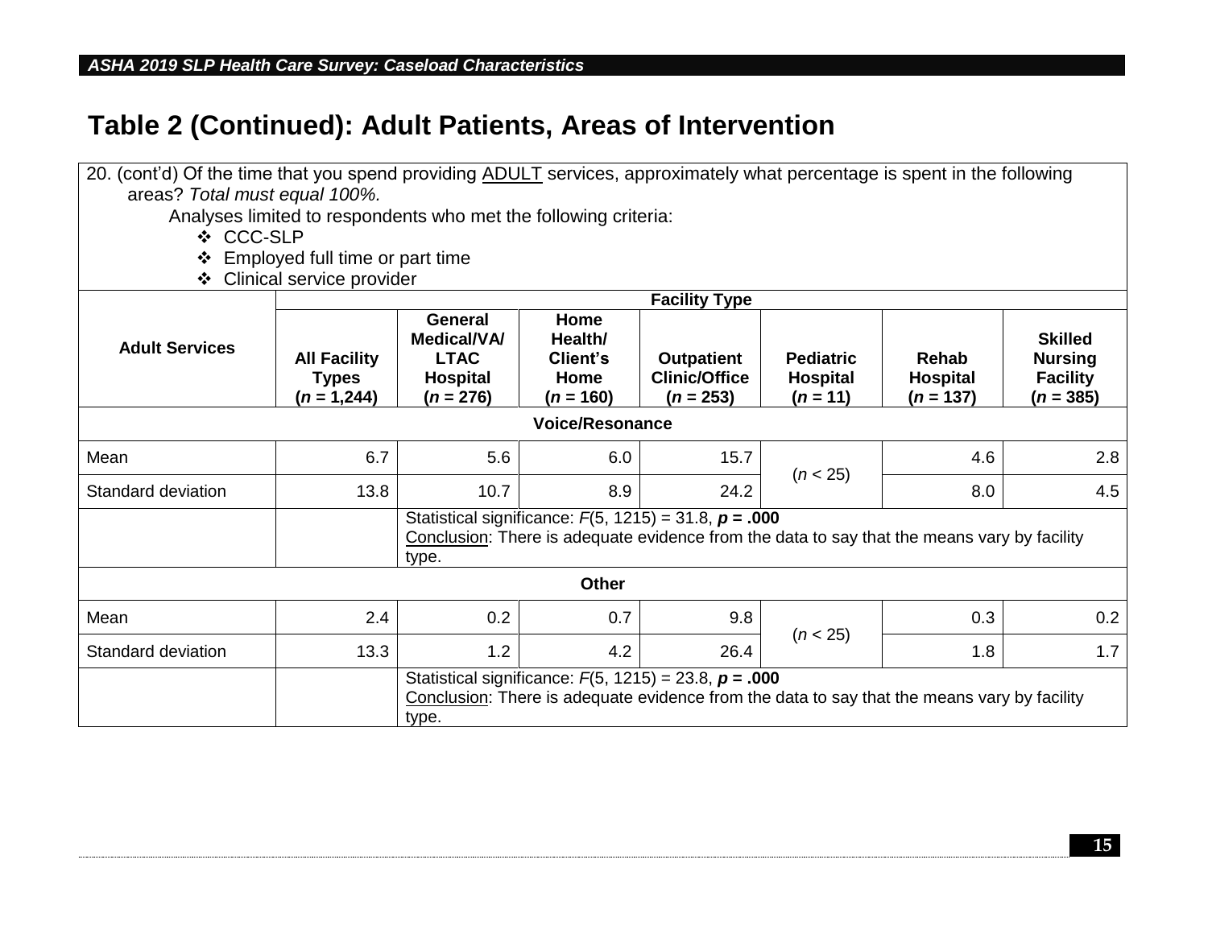# Table 2 (Continued): Adult Patients, Areas of Intervention

20. (cont'd) Of the time that you spend providing ADULT services, approximately what percentage is spent in the following areas? *Total must equal 100%.*

Analyses limited to respondents who met the following criteria:

- CCC-SLP
- Employed full time or part time
- Clinical service provider

| Adult Services | Facility Type | | | | | | |
|---|---|---|---|---|---|---|---|
| | **All Facility Types ($n$ = 1,244)** | **General Medical/VA/ LTAC Hospital ($n$ = 276)** | **Home Health/ Client's Home ($n$ = 160)** | **Outpatient Clinic/Office ($n$ = 253)** | **Pediatric Hospital ($n$ = 11)** | **Rehab Hospital ($n$ = 137)** | **Skilled Nursing Facility ($n$ = 385)** |
| **Voice/Resonance** | | | | | | | |
| Mean | 6.7 | 5.6 | 6.0 | 15.7 | ($n$ < 25) | 4.6 | 2.8 |
| Standard deviation | 13.8 | 10.7 | 8.9 | 24.2 | | 8.0 | 4.5 |
| | | Statistical significance: $F(5, 1215) = 31.8$, $p = .000$ Conclusion: There is adequate evidence from the data to say that the means vary by facility type. | | | | | |
| **Other** | | | | | | | |
| Mean | 2.4 | 0.2 | 0.7 | 9.8 | ($n$ < 25) | 0.3 | 0.2 |
| Standard deviation | 13.3 | 1.2 | 4.2 | 26.4 | | 1.8 | 1.7 |
| | | Statistical significance: $F(5, 1215) = 23.8$, $p = .000$ Conclusion: There is adequate evidence from the data to say that the means vary by facility type. | | | | | |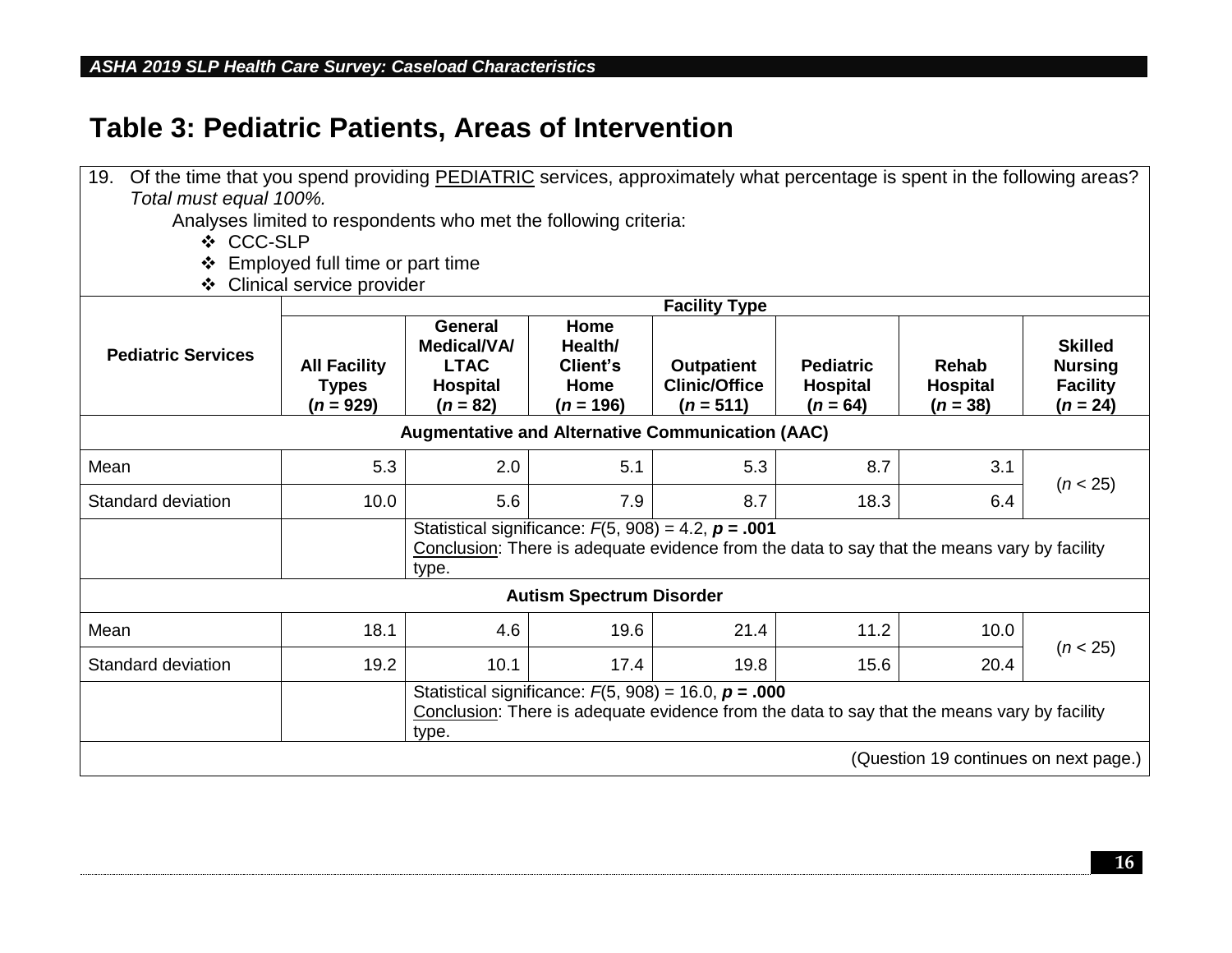# Table 3: Pediatric Patients, Areas of Intervention

19. Of the time that you spend providing PEDIATRIC services, approximately what percentage is spent in the following areas? *Total must equal 100%.*

Analyses limited to respondents who met the following criteria:

- CCC-SLP
- Employed full time or part time
- Clinical service provider

| Pediatric Services | Facility Type | | | | | | |
|---|---|---|---|---|---|---|---|
| | **All Facility Types ($n$ = 929)** | **General Medical/VA/ LTAC Hospital ($n$ = 82)** | **Home Health/ Client's Home ($n$ = 196)** | **Outpatient Clinic/Office ($n$ = 511)** | **Pediatric Hospital ($n$ = 64)** | **Rehab Hospital ($n$ = 38)** | **Skilled Nursing Facility ($n$ = 24)** |
| **Augmentative and Alternative Communication (AAC)** | | | | | | | |
| Mean | 5.3 | 2.0 | 5.1 | 5.3 | 8.7 | 3.1 | ($n$ < 25) |
| Standard deviation | 10.0 | 5.6 | 7.9 | 8.7 | 18.3 | 6.4 | |
| | | Statistical significance: $F(5, 908) = 4.2$, $p = .001$<br>Conclusion: There is adequate evidence from the data to say that the means vary by facility type. | | | | | |
| **Autism Spectrum Disorder** | | | | | | | |
| Mean | 18.1 | 4.6 | 19.6 | 21.4 | 11.2 | 10.0 | ($n$ < 25) |
| Standard deviation | 19.2 | 10.1 | 17.4 | 19.8 | 15.6 | 20.4 | |
| | | Statistical significance: $F(5, 908) = 16.0$, $p = .000$<br>Conclusion: There is adequate evidence from the data to say that the means vary by facility type. | | | | | |

(Question 19 continues on next page.)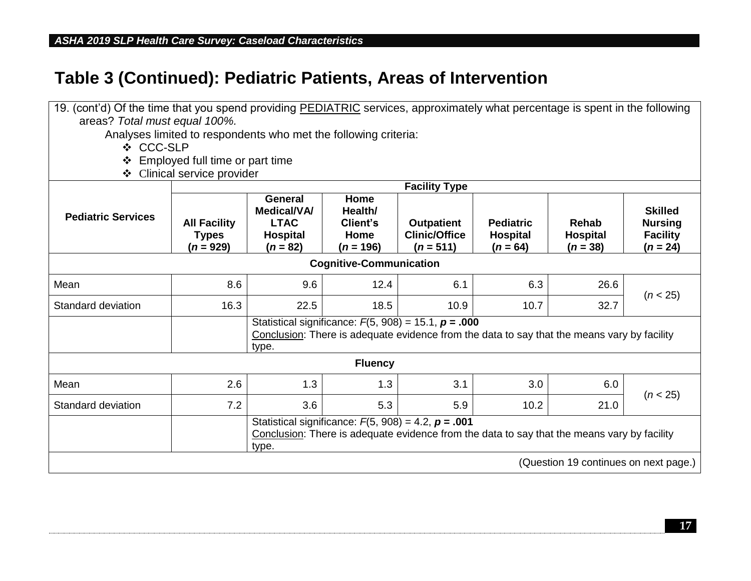# Table 3 (Continued): Pediatric Patients, Areas of Intervention

19. (cont'd) Of the time that you spend providing PEDIATRIC services, approximately what percentage is spent in the following areas? *Total must equal 100%.*

Analyses limited to respondents who met the following criteria:

- CCC-SLP
- Employed full time or part time
- Clinical service provider

| Pediatric Services | Facility Type | | | | | | |
|---|---|---|---|---|---|---|---|
| | **All Facility Types ($n$ = 929)** | **General Medical/VA/ LTAC Hospital ($n$ = 82)** | **Home Health/ Client's Home ($n$ = 196)** | **Outpatient Clinic/Office ($n$ = 511)** | **Pediatric Hospital ($n$ = 64)** | **Rehab Hospital ($n$ = 38)** | **Skilled Nursing Facility ($n$ = 24)** |
| **Cognitive-Communication** | | | | | | | |
| Mean | 8.6 | 9.6 | 12.4 | 6.1 | 6.3 | 26.6 | ($n$ < 25) |
| Standard deviation | 16.3 | 22.5 | 18.5 | 10.9 | 10.7 | 32.7 | |
| | | Statistical significance: $F(5, 908) = 15.1$, $p = .000$ Conclusion: There is adequate evidence from the data to say that the means vary by facility type. | | | | | |
| **Fluency** | | | | | | | |
| Mean | 2.6 | 1.3 | 1.3 | 3.1 | 3.0 | 6.0 | ($n$ < 25) |
| Standard deviation | 7.2 | 3.6 | 5.3 | 5.9 | 10.2 | 21.0 | |
| | | Statistical significance: $F(5, 908) = 4.2$, $p = .001$ Conclusion: There is adequate evidence from the data to say that the means vary by facility type. | | | | | |

(Question 19 continues on next page.)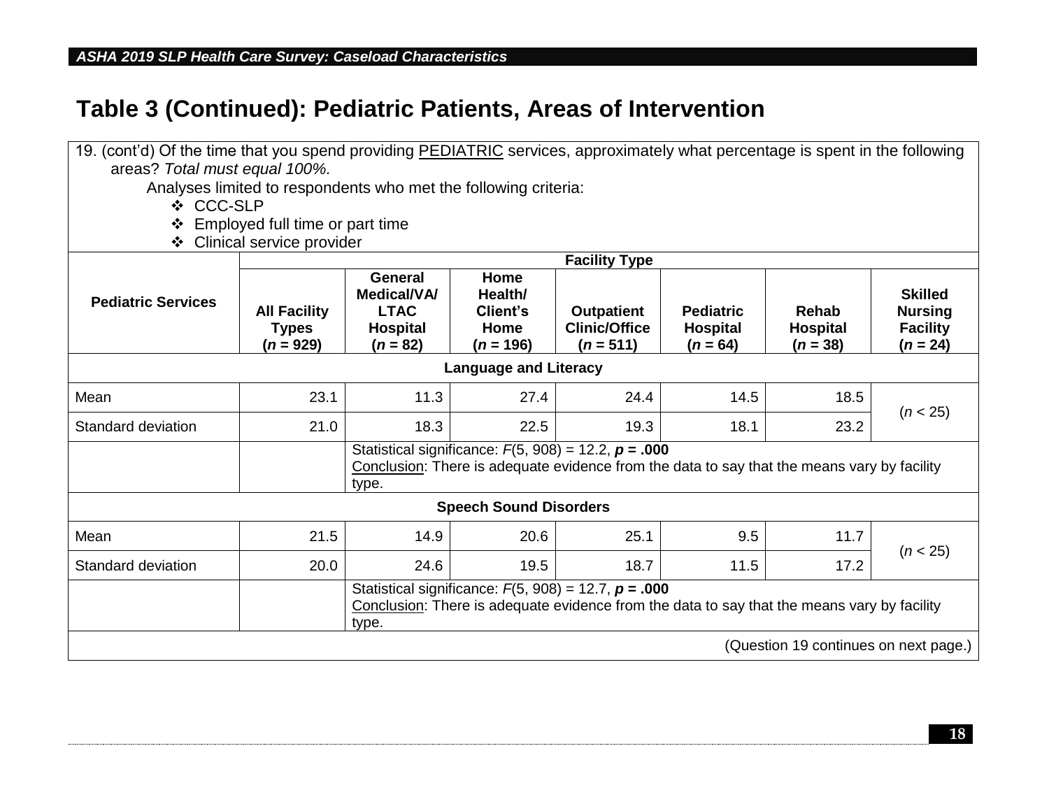# Table 3 (Continued): Pediatric Patients, Areas of Intervention

19. (cont'd) Of the time that you spend providing PEDIATRIC services, approximately what percentage is spent in the following areas? *Total must equal 100%.*

Analyses limited to respondents who met the following criteria:

- ❖ CCC-SLP
- ❖ Employed full time or part time
- ❖ Clinical service provider

| Pediatric Services | Facility Type | | | | | | |
|---|---|---|---|---|---|---|---|
| | **All Facility Types ($n$ = 929)** | **General Medical/VA/ LTAC Hospital ($n$ = 82)** | **Home Health/ Client's Home ($n$ = 196)** | **Outpatient Clinic/Office ($n$ = 511)** | **Pediatric Hospital ($n$ = 64)** | **Rehab Hospital ($n$ = 38)** | **Skilled Nursing Facility ($n$ = 24)** |
| **Language and Literacy** | | | | | | | |
| Mean | 23.1 | 11.3 | 27.4 | 24.4 | 14.5 | 18.5 | ($n$ < 25) |
| Standard deviation | 21.0 | 18.3 | 22.5 | 19.3 | 18.1 | 23.2 | |
| | | Statistical significance: $F(5, 908) = 12.2$, $p = .000$ Conclusion: There is adequate evidence from the data to say that the means vary by facility type. | | | | | |
| **Speech Sound Disorders** | | | | | | | |
| Mean | 21.5 | 14.9 | 20.6 | 25.1 | 9.5 | 11.7 | ($n$ < 25) |
| Standard deviation | 20.0 | 24.6 | 19.5 | 18.7 | 11.5 | 17.2 | |
| | | Statistical significance: $F(5, 908) = 12.7$, $p = .000$ Conclusion: There is adequate evidence from the data to say that the means vary by facility type. | | | | | |

(Question 19 continues on next page.)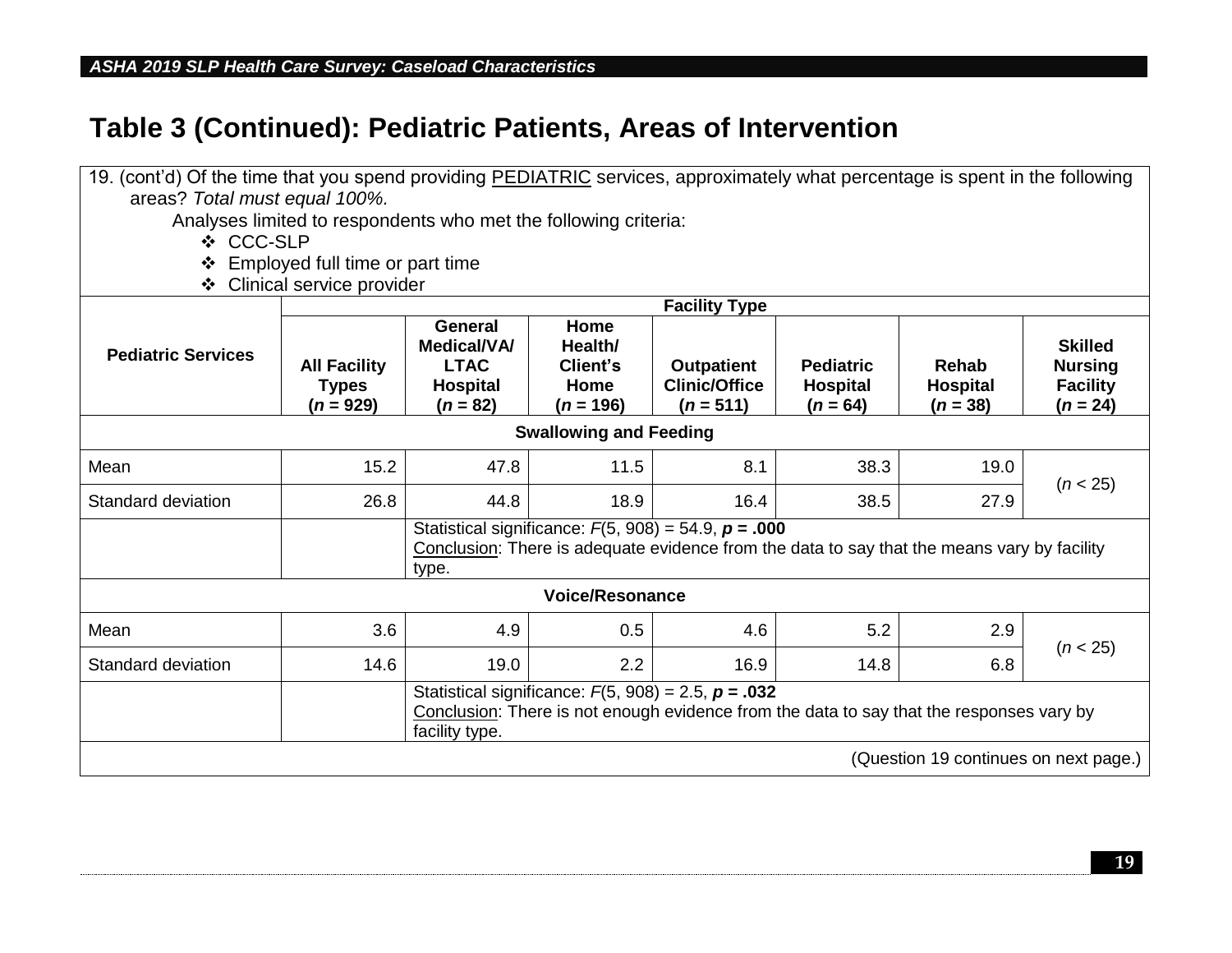# Table 3 (Continued): Pediatric Patients, Areas of Intervention

19. (cont'd) Of the time that you spend providing PEDIATRIC services, approximately what percentage is spent in the following areas? *Total must equal 100%.*

Analyses limited to respondents who met the following criteria:

- ❖ CCC-SLP
- ❖ Employed full time or part time
- ❖ Clinical service provider

| Pediatric Services | Facility Type | | | | | | |
|---|---|---|---|---|---|---|---|
| | **All Facility Types ($n$ = 929)** | **General Medical/VA/ LTAC Hospital ($n$ = 82)** | **Home Health/ Client's Home ($n$ = 196)** | **Outpatient Clinic/Office ($n$ = 511)** | **Pediatric Hospital ($n$ = 64)** | **Rehab Hospital ($n$ = 38)** | **Skilled Nursing Facility ($n$ = 24)** |
| **Swallowing and Feeding** | | | | | | | |
| Mean | 15.2 | 47.8 | 11.5 | 8.1 | 38.3 | 19.0 | ($n$ < 25) |
| Standard deviation | 26.8 | 44.8 | 18.9 | 16.4 | 38.5 | 27.9 | |
| | | Statistical significance: $F(5, 908) = 54.9$, $p = .000$ Conclusion: There is adequate evidence from the data to say that the means vary by facility type. | | | | | |
| **Voice/Resonance** | | | | | | | |
| Mean | 3.6 | 4.9 | 0.5 | 4.6 | 5.2 | 2.9 | ($n$ < 25) |
| Standard deviation | 14.6 | 19.0 | 2.2 | 16.9 | 14.8 | 6.8 | |
| | | Statistical significance: $F(5, 908) = 2.5$, $p = .032$ Conclusion: There is not enough evidence from the data to say that the responses vary by facility type. | | | | | |

(Question 19 continues on next page.)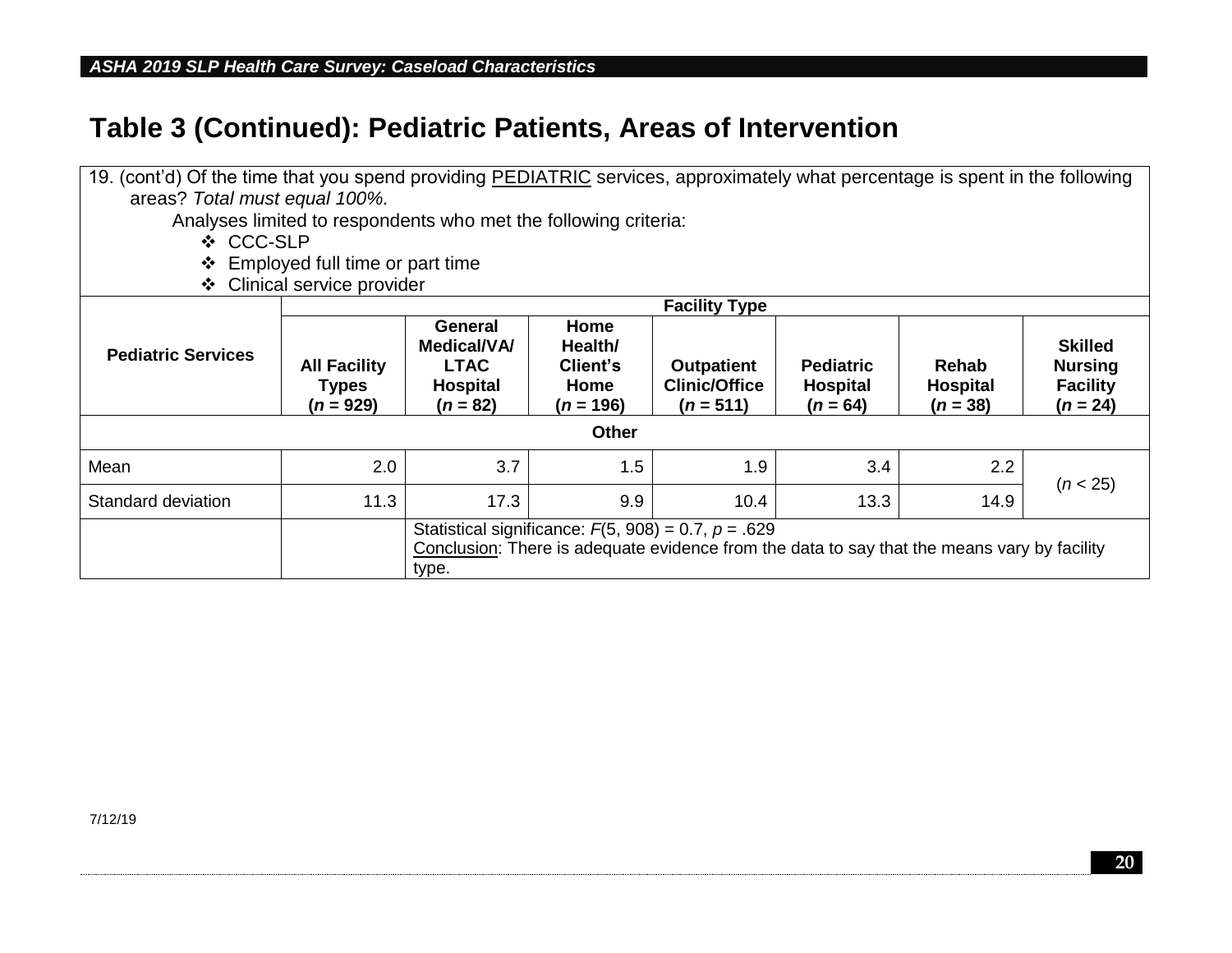# Table 3 (Continued): Pediatric Patients, Areas of Intervention

19. (cont'd) Of the time that you spend providing PEDIATRIC services, approximately what percentage is spent in the following areas? *Total must equal 100%.*

Analyses limited to respondents who met the following criteria:

- ❖ CCC-SLP
- ❖ Employed full time or part time
- ❖ Clinical service provider

| Pediatric Services | Facility Type | | | | | | |
|---|---|---|---|---|---|---|---|
| | **All Facility Types (*n* = 929)** | **General Medical/VA/ LTAC Hospital (*n* = 82)** | **Home Health/ Client's Home (*n* = 196)** | **Outpatient Clinic/Office (*n* = 511)** | **Pediatric Hospital (*n* = 64)** | **Rehab Hospital (*n* = 38)** | **Skilled Nursing Facility (*n* = 24)** |
| **Other** | | | | | | | |
| Mean | 2.0 | 3.7 | 1.5 | 1.9 | 3.4 | 2.2 | (*n* < 25) |
| Standard deviation | 11.3 | 17.3 | 9.9 | 10.4 | 13.3 | 14.9 | |
| | | Statistical significance: $F(5, 908) = 0.7$, $p = .629$ Conclusion: There is adequate evidence from the data to say that the means vary by facility type. | | | | | |

7/12/19